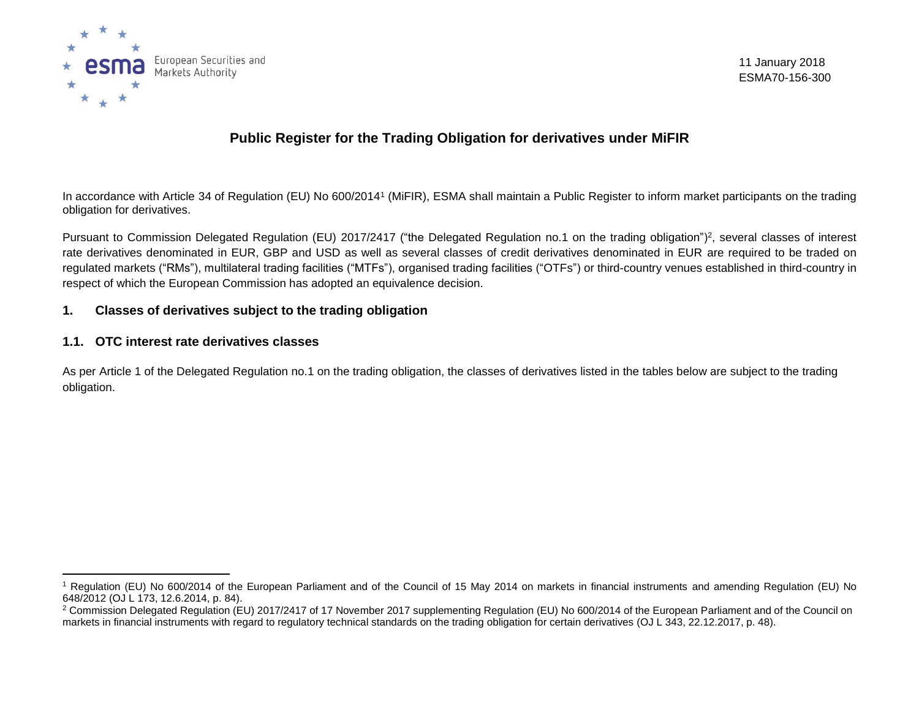11 January 2018
ESMA70-156-300

# Public Register for the Trading Obligation for derivatives under MiFIR

In accordance with Article 34 of Regulation (EU) No 600/2014[1] (MiFIR), ESMA shall maintain a Public Register to inform market participants on the trading obligation for derivatives.

Pursuant to Commission Delegated Regulation (EU) 2017/2417 ("the Delegated Regulation no.1 on the trading obligation")[2], several classes of interest rate derivatives denominated in EUR, GBP and USD as well as several classes of credit derivatives denominated in EUR are required to be traded on regulated markets ("RMs"), multilateral trading facilities ("MTFs"), organised trading facilities ("OTFs") or third-country venues established in third-country in respect of which the European Commission has adopted an equivalence decision.

## 1. Classes of derivatives subject to the trading obligation

### 1.1. OTC interest rate derivatives classes

As per Article 1 of the Delegated Regulation no.1 on the trading obligation, the classes of derivatives listed in the tables below are subject to the trading obligation.

---

[1] Regulation (EU) No 600/2014 of the European Parliament and of the Council of 15 May 2014 on markets in financial instruments and amending Regulation (EU) No 648/2012 (OJ L 173, 12.6.2014, p. 84).

[2] Commission Delegated Regulation (EU) 2017/2417 of 17 November 2017 supplementing Regulation (EU) No 600/2014 of the European Parliament and of the Council on markets in financial instruments with regard to regulatory technical standards on the trading obligation for certain derivatives (OJ L 343, 22.12.2017, p. 48).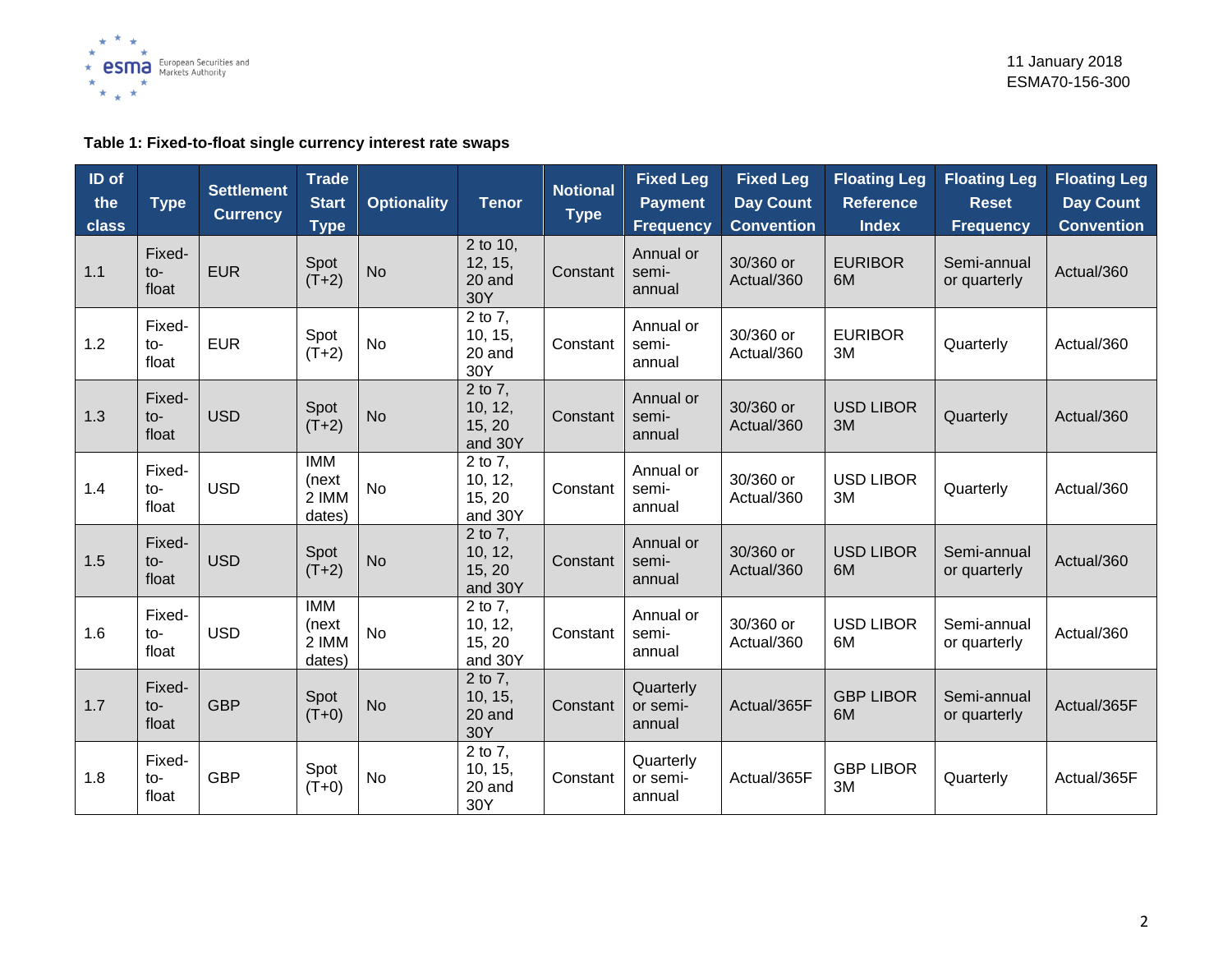**Table 1: Fixed-to-float single currency interest rate swaps**

| ID of the class | Type | Settlement Currency | Trade Start Type | Optionality | Tenor | Notional Type | Fixed Leg Payment Frequency | Fixed Leg Day Count Convention | Floating Leg Reference Index | Floating Leg Reset Frequency | Floating Leg Day Count Convention |
|---|---|---|---|---|---|---|---|---|---|---|---|
| 1.1 | Fixed-to-float | EUR | Spot (T+2) | No | 2 to 10, 12, 15, 20 and 30Y | Constant | Annual or semi-annual | 30/360 or Actual/360 | EURIBOR 6M | Semi-annual or quarterly | Actual/360 |
| 1.2 | Fixed-to-float | EUR | Spot (T+2) | No | 2 to 7, 10, 15, 20 and 30Y | Constant | Annual or semi-annual | 30/360 or Actual/360 | EURIBOR 3M | Quarterly | Actual/360 |
| 1.3 | Fixed-to-float | USD | Spot (T+2) | No | 2 to 7, 10, 12, 15, 20 and 30Y | Constant | Annual or semi-annual | 30/360 or Actual/360 | USD LIBOR 3M | Quarterly | Actual/360 |
| 1.4 | Fixed-to-float | USD | IMM (next 2 IMM dates) | No | 2 to 7, 10, 12, 15, 20 and 30Y | Constant | Annual or semi-annual | 30/360 or Actual/360 | USD LIBOR 3M | Quarterly | Actual/360 |
| 1.5 | Fixed-to-float | USD | Spot (T+2) | No | 2 to 7, 10, 12, 15, 20 and 30Y | Constant | Annual or semi-annual | 30/360 or Actual/360 | USD LIBOR 6M | Semi-annual or quarterly | Actual/360 |
| 1.6 | Fixed-to-float | USD | IMM (next 2 IMM dates) | No | 2 to 7, 10, 12, 15, 20 and 30Y | Constant | Annual or semi-annual | 30/360 or Actual/360 | USD LIBOR 6M | Semi-annual or quarterly | Actual/360 |
| 1.7 | Fixed-to-float | GBP | Spot (T+0) | No | 2 to 7, 10, 15, 20 and 30Y | Constant | Quarterly or semi-annual | Actual/365F | GBP LIBOR 6M | Semi-annual or quarterly | Actual/365F |
| 1.8 | Fixed-to-float | GBP | Spot (T+0) | No | 2 to 7, 10, 15, 20 and 30Y | Constant | Quarterly or semi-annual | Actual/365F | GBP LIBOR 3M | Quarterly | Actual/365F |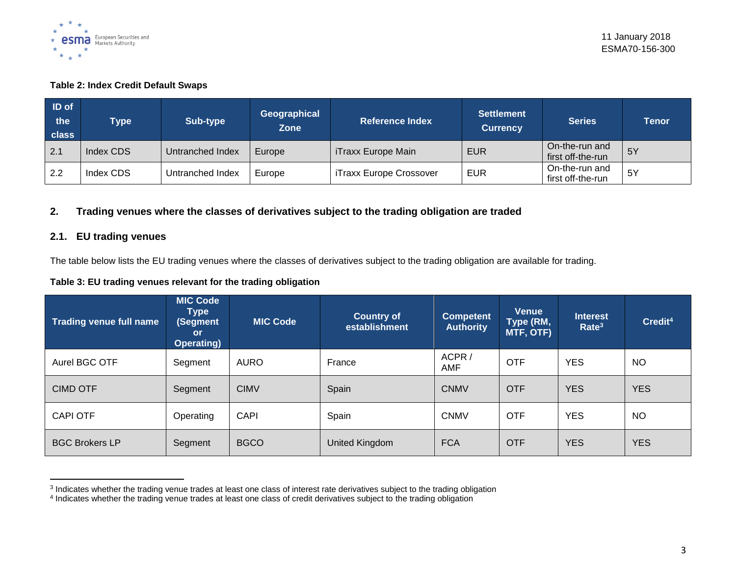**Table 2: Index Credit Default Swaps**

| ID of the class | Type | Sub-type | Geographical Zone | Reference Index | Settlement Currency | Series | Tenor |
|---|---|---|---|---|---|---|---|
| 2.1 | Index CDS | Untranched Index | Europe | iTraxx Europe Main | EUR | On-the-run and first off-the-run | 5Y |
| 2.2 | Index CDS | Untranched Index | Europe | iTraxx Europe Crossover | EUR | On-the-run and first off-the-run | 5Y |

## 2. Trading venues where the classes of derivatives subject to the trading obligation are traded

### 2.1. EU trading venues

The table below lists the EU trading venues where the classes of derivatives subject to the trading obligation are available for trading.

**Table 3: EU trading venues relevant for the trading obligation**

| Trading venue full name | MIC Code Type (Segment or Operating) | MIC Code | Country of establishment | Competent Authority | Venue Type (RM, MTF, OTF) | Interest Rate[3] | Credit[4] |
|---|---|---|---|---|---|---|---|
| Aurel BGC OTF | Segment | AURO | France | ACPR / AMF | OTF | YES | NO |
| CIMD OTF | Segment | CIMV | Spain | CNMV | OTF | YES | YES |
| CAPI OTF | Operating | CAPI | Spain | CNMV | OTF | YES | NO |
| BGC Brokers LP | Segment | BGCO | United Kingdom | FCA | OTF | YES | YES |

[3] Indicates whether the trading venue trades at least one class of interest rate derivatives subject to the trading obligation

[4] Indicates whether the trading venue trades at least one class of credit derivatives subject to the trading obligation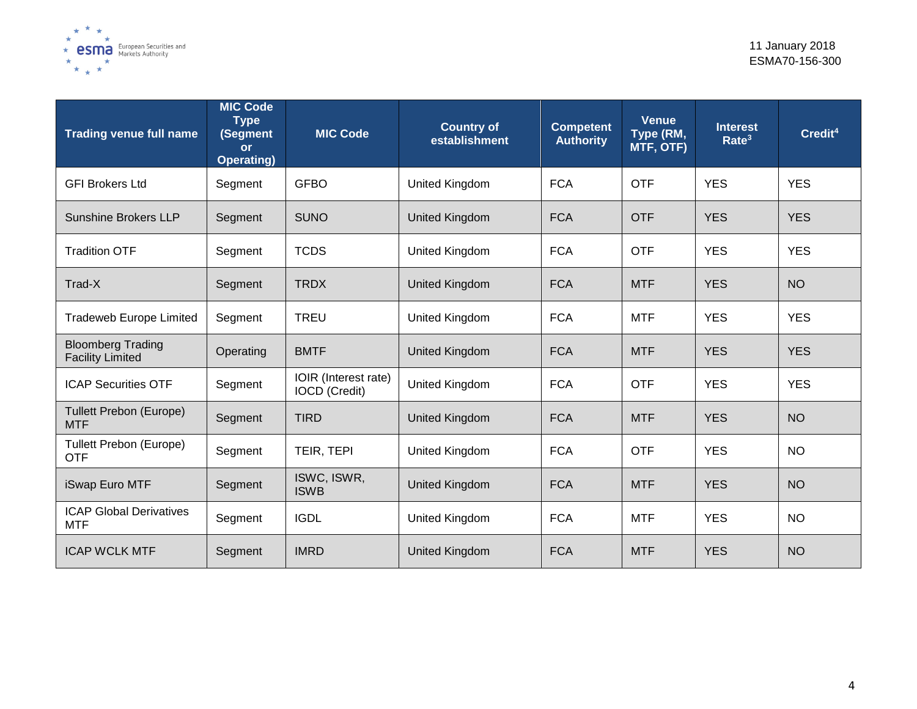| Trading venue full name | MIC Code Type (Segment or Operating) | MIC Code | Country of establishment | Competent Authority | Venue Type (RM, MTF, OTF) | Interest Rate[3] | Credit[4] |
| --- | --- | --- | --- | --- | --- | --- | --- |
| GFI Brokers Ltd | Segment | GFBO | United Kingdom | FCA | OTF | YES | YES |
| Sunshine Brokers LLP | Segment | SUNO | United Kingdom | FCA | OTF | YES | YES |
| Tradition OTF | Segment | TCDS | United Kingdom | FCA | OTF | YES | YES |
| Trad-X | Segment | TRDX | United Kingdom | FCA | MTF | YES | NO |
| Tradeweb Europe Limited | Segment | TREU | United Kingdom | FCA | MTF | YES | YES |
| Bloomberg Trading Facility Limited | Operating | BMTF | United Kingdom | FCA | MTF | YES | YES |
| ICAP Securities OTF | Segment | IOIR (Interest rate) IOCD (Credit) | United Kingdom | FCA | OTF | YES | YES |
| Tullett Prebon (Europe) MTF | Segment | TIRD | United Kingdom | FCA | MTF | YES | NO |
| Tullett Prebon (Europe) OTF | Segment | TEIR, TEPI | United Kingdom | FCA | OTF | YES | NO |
| iSwap Euro MTF | Segment | ISWC, ISWR, ISWB | United Kingdom | FCA | MTF | YES | NO |
| ICAP Global Derivatives MTF | Segment | IGDL | United Kingdom | FCA | MTF | YES | NO |
| ICAP WCLK MTF | Segment | IMRD | United Kingdom | FCA | MTF | YES | NO |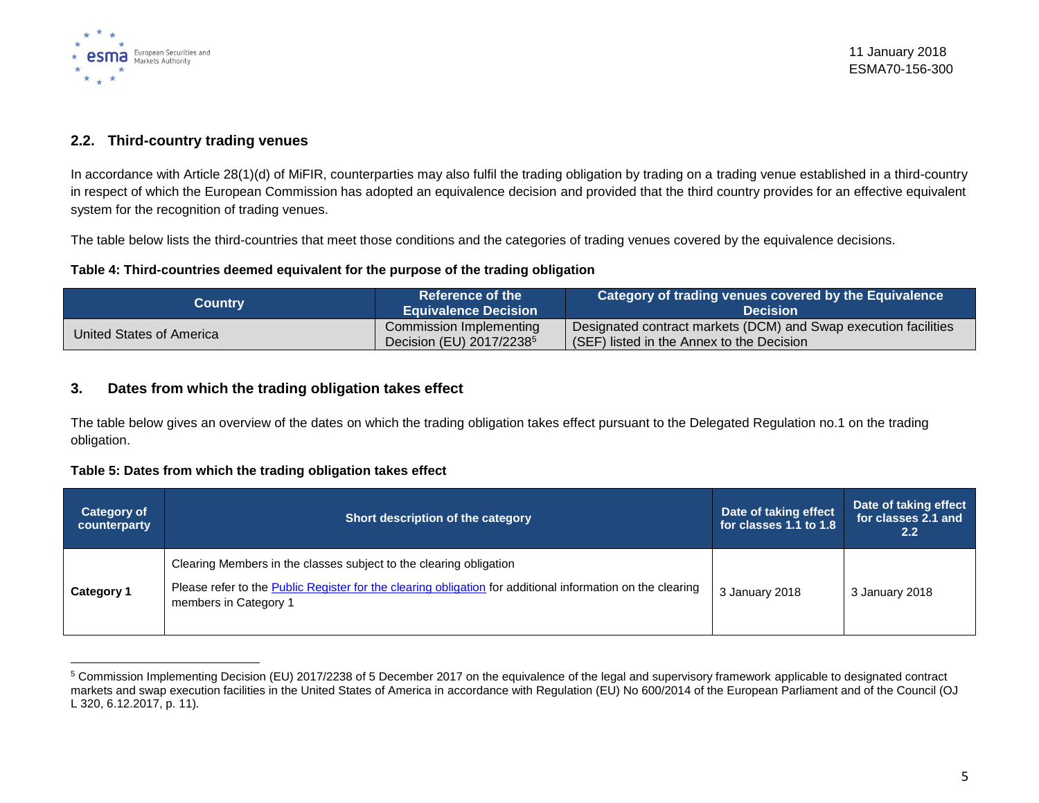### 2.2. Third-country trading venues

In accordance with Article 28(1)(d) of MiFIR, counterparties may also fulfil the trading obligation by trading on a trading venue established in a third-country in respect of which the European Commission has adopted an equivalence decision and provided that the third country provides for an effective equivalent system for the recognition of trading venues.

The table below lists the third-countries that meet those conditions and the categories of trading venues covered by the equivalence decisions.

**Table 4: Third-countries deemed equivalent for the purpose of the trading obligation**

| Country | Reference of the Equivalence Decision | Category of trading venues covered by the Equivalence Decision |
|---|---|---|
| United States of America | Commission Implementing Decision (EU) 2017/2238[5] | Designated contract markets (DCM) and Swap execution facilities (SEF) listed in the Annex to the Decision |

## 3. Dates from which the trading obligation takes effect

The table below gives an overview of the dates on which the trading obligation takes effect pursuant to the Delegated Regulation no.1 on the trading obligation.

**Table 5: Dates from which the trading obligation takes effect**

| Category of counterparty | Short description of the category | Date of taking effect for classes 1.1 to 1.8 | Date of taking effect for classes 2.1 and 2.2 |
|---|---|---|---|
| **Category 1** | Clearing Members in the classes subject to the clearing obligation<br><br>Please refer to the Public Register for the clearing obligation for additional information on the clearing members in Category 1 | 3 January 2018 | 3 January 2018 |

[5] Commission Implementing Decision (EU) 2017/2238 of 5 December 2017 on the equivalence of the legal and supervisory framework applicable to designated contract markets and swap execution facilities in the United States of America in accordance with Regulation (EU) No 600/2014 of the European Parliament and of the Council (OJ L 320, 6.12.2017, p. 11).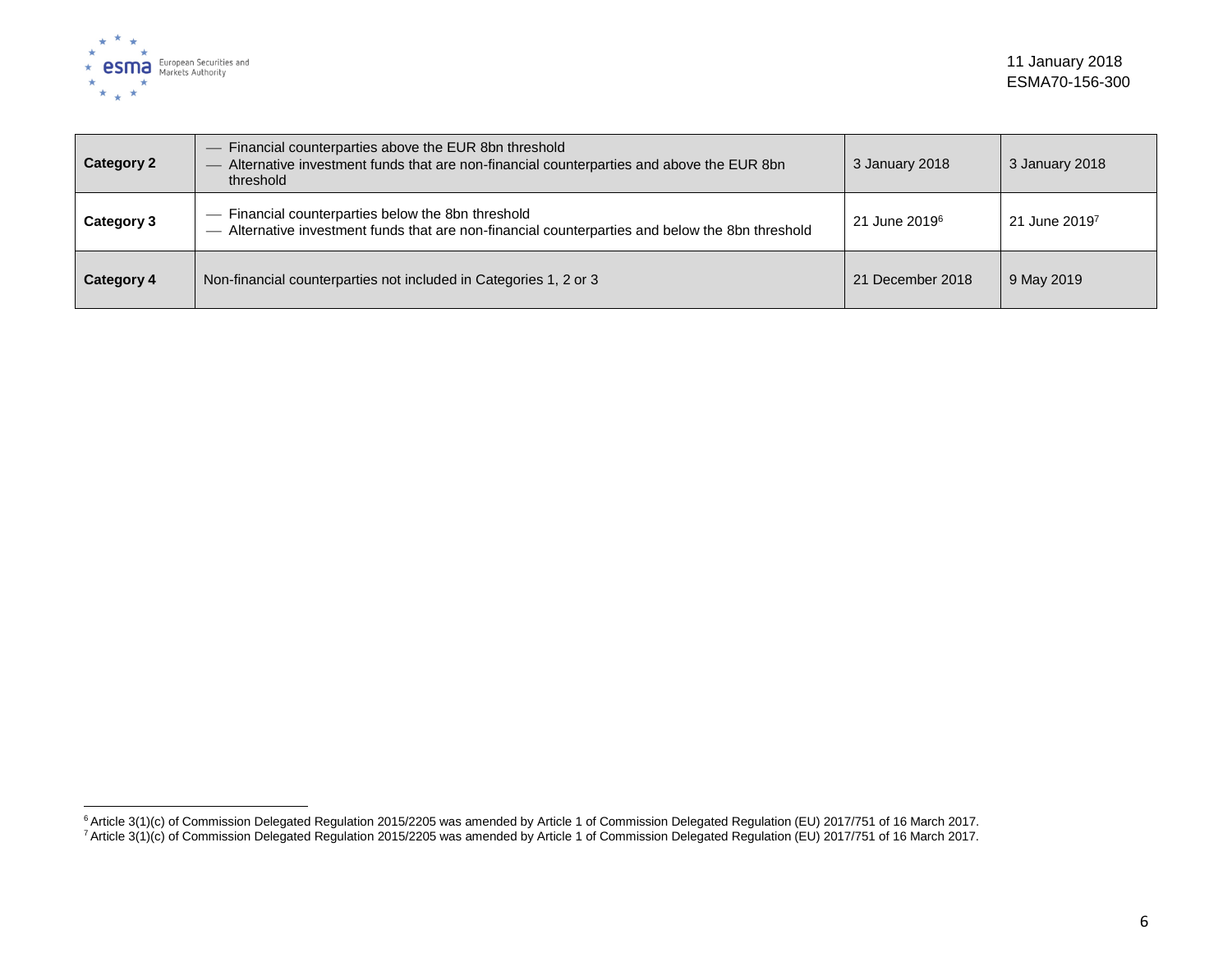| | | | |
|---|---|---|---|
| **Category 2** | — Financial counterparties above the EUR 8bn threshold<br>— Alternative investment funds that are non-financial counterparties and above the EUR 8bn threshold | 3 January 2018 | 3 January 2018 |
| **Category 3** | — Financial counterparties below the 8bn threshold<br>— Alternative investment funds that are non-financial counterparties and below the 8bn threshold | 21 June 2019[6] | 21 June 2019[7] |
| **Category 4** | Non-financial counterparties not included in Categories 1, 2 or 3 | 21 December 2018 | 9 May 2019 |

[6] Article 3(1)(c) of Commission Delegated Regulation 2015/2205 was amended by Article 1 of Commission Delegated Regulation (EU) 2017/751 of 16 March 2017.

[7] Article 3(1)(c) of Commission Delegated Regulation 2015/2205 was amended by Article 1 of Commission Delegated Regulation (EU) 2017/751 of 16 March 2017.